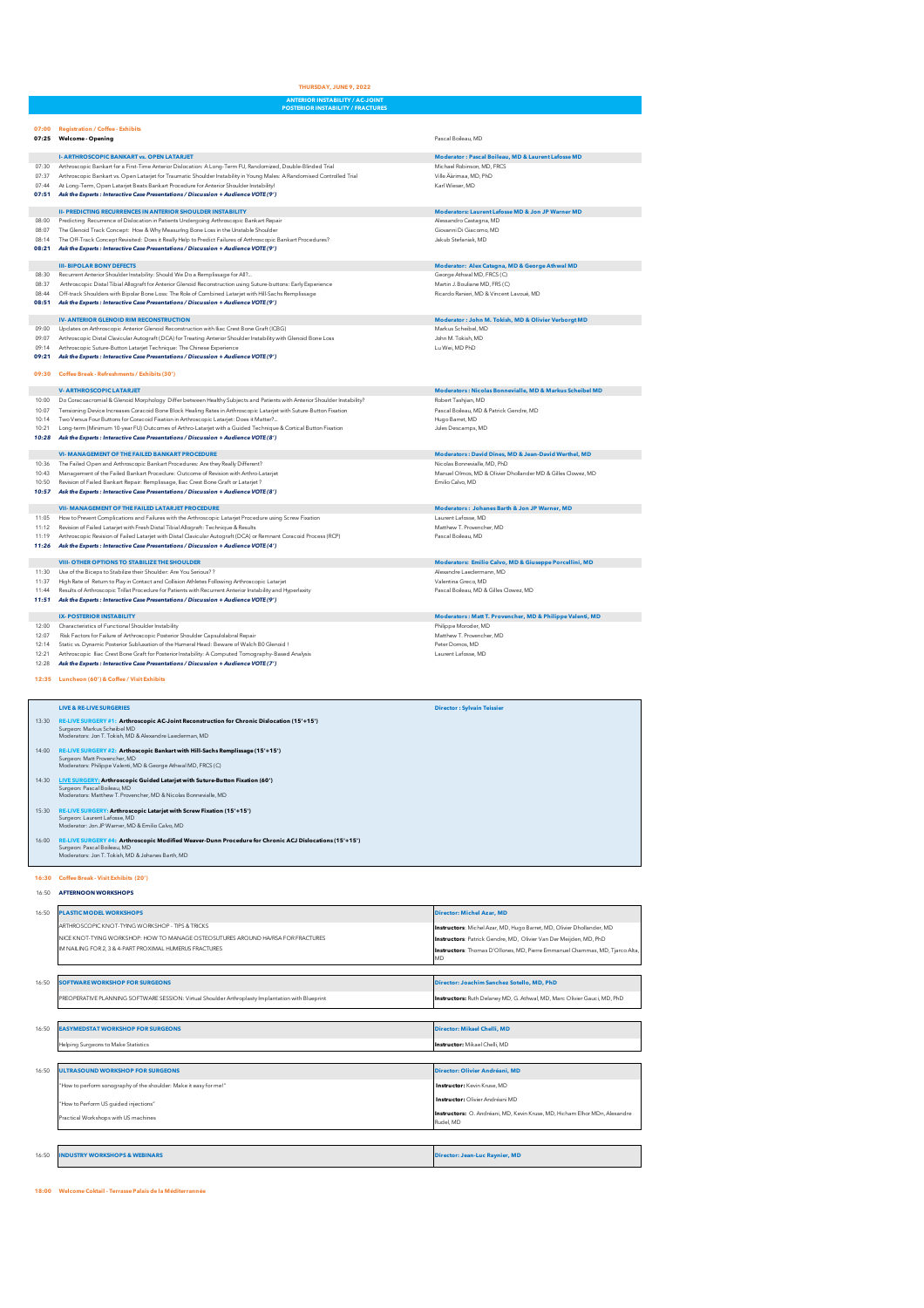**THURSDAY, JUNE 9, 2022**

## ANTERIOR INSTABILITY / AC-JOINT POSTERIOR INSTABILITY / FRACTURES

**07:00 Registration / Coffee - Exhibits**

**07:25 Welcome - Opening** — Pascal Boileau, MD

### I- ARTHROSCOPIC BANKART vs. OPEN LATARJET
**Moderator : Pascal Boileau, MD & Laurent Lafosse MD**

| Time | Session | Speaker |
|---|---|---|
| 07:30 | Arthroscopic Bankart for a First-Time Anterior Dislocation: A Long-Term FU, Randomized, Double-Blinded Trial | Michael Robinson, MD, FRCS |
| 07:37 | Arthroscopic Bankart vs. Open Latarjet for Traumatic Shoulder Instability in Young Males: A Randomised Controlled Trial | Ville Äärimaa, MD, PhD |
| 07:44 | At Long-Term, Open Latarjet Beats Bankart Procedure for Anterior Shoulder Instability! | Karl Wieser, MD |
| **07:51** | ***Ask the Experts : Interactive Case Presentations / Discussion + Audience VOTE (9')*** | |

### II- PREDICTING RECURRENCES IN ANTERIOR SHOULDER INSTABILITY
**Moderators: Laurent Lafosse MD & Jon JP Warner MD**

| Time | Session | Speaker |
|---|---|---|
| 08:00 | Predicting Recurrence of Dislocation in Patients Undergoing Arthroscopic Bankart Repair | Alessandro Castagna, MD |
| 08:07 | The Glenoid Track Concept: How & Why Measuring Bone Loss in the Unstable Shoulder | Giovanni Di Giacomo, MD |
| 08:14 | The Off-Track Concept Revisited: Does it Really Help to Predict Failures of Arthroscopic Bankart Procedures? | Jakub Stefaniak, MD |
| **08:21** | ***Ask the Experts : Interactive Case Presentations / Discussion + Audience VOTE (9')*** | |

### III- BIPOLAR BONY DEFECTS
**Moderator: Alex Catagna, MD & George Athwal MD**

| Time | Session | Speaker |
|---|---|---|
| 08:30 | Recurrent Anterior Shoulder Instability: Should We Do a Remplissage for All?... | George Athwal MD, FRCS (C) |
| 08:37 | Arthroscopic Distal Tibial Allograft for Anterior Glenoid Reconstruction using Suture-buttons: Early Experience | Martin J. Boulaine MD, FRS (C) |
| 08:44 | Off-track Shoulders with Bipolar Bone Loss: The Role of Combined Latarjet with Hill-Sachs Remplissage | Ricardo Ranieri, MD & Vincent Lavoué, MD |
| **08:51** | ***Ask the Experts : Interactive Case Presentations / Discussion + Audience VOTE (9')*** | |

### IV- ANTERIOR GLENOID RIM RECONSTRUCTION
**Moderator : John M. Tokish, MD & Olivier Verborgt MD**

| Time | Session | Speaker |
|---|---|---|
| 09:00 | Updates on Arthroscopic Anterior Glenoid Reconstruction with Iliac Crest Bone Graft (ICBG) | Markus Scheibel, MD |
| 09:07 | Arthroscopic Distal Clavicular Autograft (DCA) for Treating Anterior Shoulder Instability with Glenoid Bone Loss | John M. Tokish, MD |
| 09:14 | Arthroscopic Suture-Button Latarjet Technique: The Chinese Experience | Lu Wei, MD PhD |
| **09:21** | ***Ask the Experts : Interactive Case Presentations / Discussion + Audience VOTE (9')*** | |

**09:30 Coffee Break - Refreshments / Exhibits (30')**

### V- ARTHROSCOPIC LATARJET
**Moderators : Nicolas Bonnevialle, MD & Markus Scheibel MD**

| Time | Session | Speaker |
|---|---|---|
| 10:00 | Do Coracoacromial & Glenoid Morphology Differ between Healthy Subjects and Patients with Anterior Shoulder Instability? | Robert Tashjian, MD |
| 10:07 | Tensioning Device Increases Coracoid Bone Block Healing Rates in Arthroscopic Latarjet with Suture-Button Fixation | Pascal Boileau, MD & Patrick Gendre, MD |
| 10:14 | Two Versus Four Buttons for Coracoid Fixation in Arthroscopic Latarjet: Does it Matter?... | Hugo Barret, MD |
| 10:21 | Long-term (Minimum 10-year FU) Outcomes of Arthro-Latarjet with a Guided Technique & Cortical Button Fixation | Jules Descamps, MD |
| **10:28** | ***Ask the Experts : Interactive Case Presentations / Discussion + Audience VOTE (8')*** | |

### VI- MANAGEMENT OF THE FAILED BANKART PROCEDURE
**Moderators : David Dines, MD & Jean-David Werthel, MD**

| Time | Session | Speaker |
|---|---|---|
| 10:36 | The Failed Open and Arthroscopic Bankart Procedures: Are they Really Different? | Nicolas Bonnevialle, MD, PhD |
| 10:43 | Management of the Failed Bankart Procedure: Outcome of Revision with Arthro-Latarjet | Manuel Olmos, MD & Olivier Dhollander MD & Gilles Clowez, MD |
| 10:50 | Revision of Failed Bankart Repair: Remplissage, Iliac Crest Bone Graft or Latarjet ? | Emilio Calvo, MD |
| **10:57** | ***Ask the Experts : Interactive Case Presentations / Discussion + Audience VOTE (8')*** | |

### VII- MANAGEMENT OF THE FAILED LATARJET PROCEDURE
**Moderators : Johanes Barth & Jon JP Warner, MD**

| Time | Session | Speaker |
|---|---|---|
| 11:05 | How to Prevent Complications and Failures with the Arthroscopic Latarjet Procedure using Screw Fixation | Laurent Lafosse, MD |
| 11:12 | Revision of Failed Latarjet with Fresh Distal Tibial Allograft: Technique & Results | Matthew T. Provencher, MD |
| 11:19 | Arthroscopic Revision of Failed Latarjet with Distal Clavicular Autograft (DCA) or Remnant Coracoid Process (RCP) | Pascal Boileau, MD |
| **11:26** | ***Ask the Experts : Interactive Case Presentations / Discussion + Audience VOTE (4')*** | |

### VIII- OTHER OPTIONS TO STABILIZE THE SHOULDER
**Moderators: Emilio Calvo, MD & Giuseppe Porcellini, MD**

| Time | Session | Speaker |
|---|---|---|
| 11:30 | Use of the Biceps to Stabilize their Shoulder: Are You Serious? ? | Alexandre Laedermann, MD |
| 11:37 | High Rate of Return to Play in Contact and Collision Athletes Following Arthroscopic Latarjet | Valentina Greco, MD |
| 11:44 | Results of Arthroscopic Trillat Procedure for Patients with Recurrent Anterior Instability and Hyperlaxity | Pascal Boileau, MD & Gilles Clowez, MD |
| **11:51** | ***Ask the Experts : Interactive Case Presentations / Discussion + Audience VOTE (9')*** | |

### IX- POSTERIOR INSTABILITY
**Moderators : Matt T. Provencher, MD & Philippe Valenti, MD**

| Time | Session | Speaker |
|---|---|---|
| 12:00 | Characteristics of Functional Shoulder Instability | Philippe Moroder, MD |
| 12:07 | Risk Factors for Failure of Arthroscopic Posterior Shoulder Capsulolabral Repair | Matthew T. Provencher, MD |
| 12:14 | Static vs. Dynamic Posterior Subluxation of the Humeral Head: Beware of Walch B0 Glenoid ! | Peter Domos, MD |
| 12:21 | Arthroscopic Iliac Crest Bone Graft for Posterior Instability: A Computed Tomography-Based Analysis | Laurent Lafosse, MD |
| 12:28 | ***Ask the Experts : Interactive Case Presentations / Discussion + Audience VOTE (7')*** | |

**12:35 Luncheon (60') & Coffee / Visit Exhibits**

### LIVE & RE-LIVE SURGERIES
**Director : Sylvain Teissier**

**13:30** **RE-LIVE SURGERY #1: Arthroscopic AC-Joint Reconstruction for Chronic Dislocation (15'+15')**
Surgeon: Markus Scheibel MD
Moderators: Jon T. Tokish, MD & Alexandre Laederman, MD

**14:00** **RE-LIVE SURGERY #2: Arthroscopic Bankart with Hill-Sachs Remplissage (15'+15')**
Surgeon: Matt Provencher, MD
Moderators: Philippe Valenti, MD & George Athwal MD, FRCS (C)

**14:30** **LIVE SURGERY: Arthroscopic Guided Latarjet with Suture-Button Fixation (60')**
Surgeon: Pascal Boileau, MD
Moderators: Matthew T. Provencher, MD & Nicolas Bonnevialle, MD

**15:30** **RE-LIVE SURGERY: Arthroscopic Latarjet with Screw Fixation (15'+15')**
Surgeon: Laurent Lafosse, MD
Moderator: Jon JP Warner, MD & Emilio Calvo, MD

**16:00** **RE-LIVE SURGERY #4: Arthroscopic Modified Weaver-Dunn Procedure for Chronic ACJ Dislocations (15'+15')**
Surgeon: Pascal Boileau, MD
Moderators: Jon T. Tokish, MD & Johanes Barth, MD

**16:30 Coffee Break - Visit Exhibits (20')**

**16:50 AFTERNOON WORKSHOPS**

| Time | Workshop | Director / Instructors |
|---|---|---|
| 16:50 | **PLASTIC MODEL WORKSHOPS** | **Director: Michel Azar, MD** |
| | ARTHROSCOPIC KNOT-TYING WORKSHOP - TIPS & TRICKS | **Instructors**: Michel Azar, MD, Hugo Barret, MD, Olivier Dhollander, MD |
| | NICE KNOT-TYING WORKSHOP: HOW TO MANAGE OSTEOSUTURES AROUND HA/RSA FOR FRACTURES | **Instructors**: Patrick Gendre, MD, Oliver Van Der Meijden, MD, PhD |
| | IM NAILING FOR 2, 3 & 4-PART PROXIMAL HUMERUS FRACTURES | **Instructors**: Thomas D'Ollones, MD, Pierre Emmanuel Chammas, MD, Tjarco Alta, MD |
| 16:50 | **SOFTWARE WORKSHOP FOR SURGEONS** | **Director: Joachim Sanchez Sotello, MD, PhD** |
| | PREOPERATIVE PLANNING SOFTWARE SESSION: Virtual Shoulder Arthroplasty Implantation with Blueprint | **Instructors:** Ruth Delaney MD, G. Athwal, MD, Marc Olivier Gauci, MD, PhD |
| 16:50 | **EASYMEDSTAT WORKSHOP FOR SURGEONS** | **Director: Mikael Chelli, MD** |
| | Helping Surgeons to Make Statistics | **Instructor:** Mikael Chelli, MD |
| 16:50 | **ULTRASOUND WORKSHOP FOR SURGEONS** | **Director: Olivier Andréani, MD** |
| | "How to perform sonography of the shoulder: Make it easy for me!" | **Instructor:** Kevin Kruse, MD |
| | "How to Perform US guided injections" | **Instructor:** Olivier Andréani MD |
| | Practical Workshops with US machines | **Instructors:** O. Andréani, MD, Kevin Kruse, MD, Hicham Elhor MDn, Alexandre Rudel, MD |
| 16:50 | **INDUSTRY WORKSHOPS & WEBINARS** | **Director: Jean-Luc Raynier, MD** |

**18:00 Welcome Coktail - Terrasse Palais de la Méditerrannée**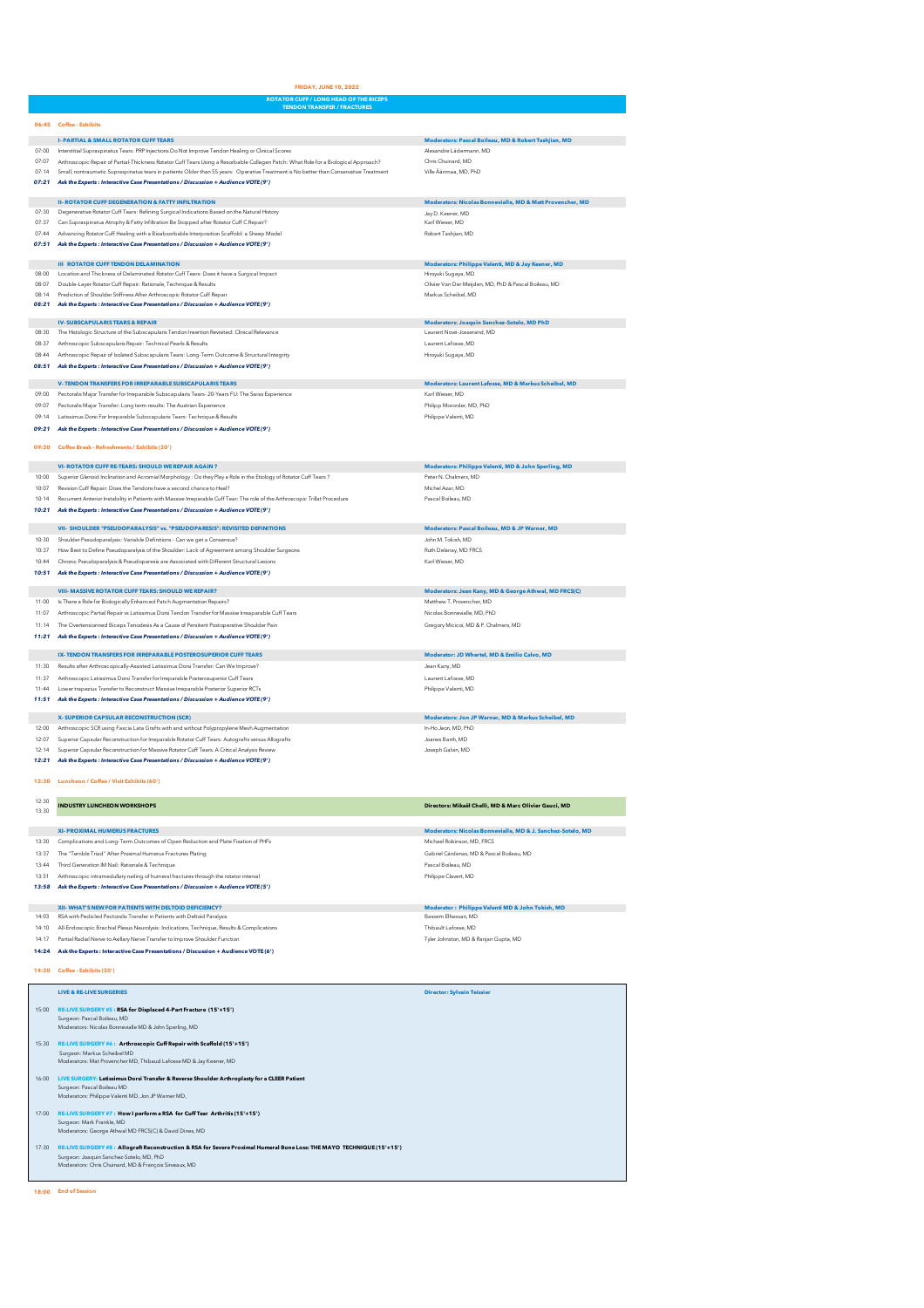# FRIDAY, JUNE 10, 2022

## ROTATOR CUFF / LONG HEAD OF THE BICEPS TENDON TRANSFER / FRACTURES

**06:45 Coffee - Exhibits**

### I- PARTIAL & SMALL ROTATOR CUFF TEARS
**Moderators: Pascal Boileau, MD & Robert Tashjian, MD**

| Time | Topic | Speaker |
|---|---|---|
| 07:00 | Interstitial Supraspinatus Tears: PRP Injections Do Not Improve Tendon Healing or Clinical Scores | Alexandre Lädermann, MD |
| 07:07 | Arthroscopic Repair of Partial-Thickness Rotator Cuff Tears Using a Resorbable Collagen Patch: What Role for a Biological Approach? | Chris Chuinard, MD |
| 07:14 | Small, nontraumatic Supraspinatus tears in patients Older than 55 years: Operative Treatment is No better than Conservative Treatment | Ville Äärimaa, MD, PhD |
| ***07:21*** | ***Ask the Experts : Interactive Case Presentations / Discussion + Audience VOTE (9')*** | |

### II- ROTATOR CUFF DEGENERATION & FATTY INFILTRATION
**Moderators: Nicolas Bonnevialle, MD & Matt Provencher, MD**

| Time | Topic | Speaker |
|---|---|---|
| 07:30 | Degenerative Rotator Cuff Tears: Refining Surgical Indications Based on the Natural History | Jay D. Keener, MD |
| 07:37 | Can Supraspinatus Atrophy & Fatty Infiltration Be Stopped after Rotator Cuff C Repair? | Karl Wieser, MD |
| 07:44 | Advancing Rotator Cuff Healing with a Bioabsorbable Interposition Scaffold: a Sheep Model | Robert Tashjian, MD |
| ***07:51*** | ***Ask the Experts : Interactive Case Presentations / Discussion + Audience VOTE (9')*** | |

### III ROTATOR CUFF TENDON DELAMINATION
**Moderators: Philippe Valenti, MD & Jay Keener, MD**

| Time | Topic | Speaker |
|---|---|---|
| 08:00 | Location and Thickness of Delaminated Rotator Cuff Tears: Does it have a Surgical Impact | Hiroyuki Sugaya, MD |
| 08:07 | Double-Layer Rotator Cuff Repair: Rationale, Technique & Results | Olivier Van Der Meijden, MD, PhD & Pascal Boileau, MD |
| 08:14 | Prediction of Shoulder Stiffness After Arthroscopic Rotator Cuff Repair | Markus Scheibel, MD |
| ***08:21*** | ***Ask the Experts : Interactive Case Presentations / Discussion + Audience VOTE (9')*** | |

### IV- SUBSCAPULARIS TEARS & REPAIR
**Moderators: Joaquin Sanchez-Sotelo, MD PhD**

| Time | Topic | Speaker |
|---|---|---|
| 08:30 | The Histologic Structure of the Subscapularis Tendon Insertion Revisited: Clinical Relevance | Laurent Nové-Josserand, MD |
| 08:37 | Arthroscopic Subscapularis Repair: Technical Pearls & Results | Laurent Lafosse, MD |
| 08:44 | Arthroscopic Repair of Isolated Subscapularis Tears: Long-Term Outcome & Structural Integrity | Hiroyuki Sugaya, MD |
| ***08:51*** | ***Ask the Experts : Interactive Case Presentations / Discussion + Audience VOTE (9')*** | |

### V- TENDON TRANSFERS FOR IRREPARABLE SUBSCAPULARIS TEARS
**Moderators: Laurent Lafosse, MD & Markus Scheibel, MD**

| Time | Topic | Speaker |
|---|---|---|
| 09:00 | Pectoralis Major Transfer for Irreparable Subscapularis Tears- 20-Years FU: The Swiss Experience | Karl Wieser, MD |
| 09:07 | Pectoralis Major Transfer: Long term results: The Austrian Experience | Philipp Moroder, MD, PhD |
| 09:14 | Latissimus Dorsi For Irreparable Subscapularis Tears: Technique & Results | Philippe Valenti, MD |
| ***09:21*** | ***Ask the Experts : Interactive Case Presentations / Discussion + Audience VOTE (9')*** | |

**09:30 Coffee Break - Refreshments / Exhibits (30')**

### VI- ROTATOR CUFF RE-TEARS: SHOULD WE REPAIR AGAIN ?
**Moderators: Philippe Valenti, MD & John Sperling, MD**

| Time | Topic | Speaker |
|---|---|---|
| 10:00 | Superior Glenoid Inclination and Acromial Morphology : Do they Play a Role in the Etiology of Rotator Cuff Tears ? | Peter N. Chalmers, MD |
| 10:07 | Revision Cuff Repair: Does the Tendons have a second chance to Heal? | Michel Azar, MD |
| 10:14 | Recurrent Anterior Instability in Patients with Massive Irreparable Cuff Tear: The role of the Arthroscopic Trillat Procedure | Pascal Boileau, MD |
| ***10:21*** | ***Ask the Experts : Interactive Case Presentations / Discussion + Audience VOTE (9')*** | |

### VII- SHOULDER "PSEUDOPARALYSIS" vs. "PSEUDOPARESIS": REVISITED DEFINITIONS
**Moderators: Pascal Boileau, MD & JP Warner, MD**

| Time | Topic | Speaker |
|---|---|---|
| 10:30 | Shoulder Pseudoparalysis: Variable Definitions - Can we get a Consensus? | John M. Tokish, MD |
| 10:37 | How Best to Define Pseudoparalysis of the Shoulder: Lack of Agreement among Shoulder Surgeons | Ruth Delaney, MD FRCS |
| 10:44 | Chronic Pseudoparalysis & Pseudoparesis are Associated with Different Structural Lesions | Karl Wieser, MD |
| ***10:51*** | ***Ask the Experts : Interactive Case Presentations / Discussion + Audience VOTE (9')*** | |

### VIII- MASSIVE ROTATOR CUFF TEARS: SHOULD WE REPAIR?
**Moderators: Jean Kany, MD & George Athwal, MD FRCS(C)**

| Time | Topic | Speaker |
|---|---|---|
| 11:00 | Is There a Role for Biologically Enhanced Patch Augmentation Repairs? | Matthew T. Provencher, MD |
| 11:07 | Arthroscopic Partial Repair vs Latissimus Dorsi Tendon Transfer for Massive Irreparable Cuff Tears | Nicolas Bonnevialle, MD, PhD |
| 11:14 | The Overtensionned Biceps Tenodesis As a Cause of Persitent Postoperative Shoulder Pain | Gregory Micicoi, MD & P. Chalmers, MD |
| ***11:21*** | ***Ask the Experts : Interactive Case Presentations / Discussion + Audience VOTE (9')*** | |

### IX- TENDON TRANSFERS FOR IRREPARABLE POSTEROSUPERIOR CUFF TEARS
**Moderator: JD Whertel, MD & Emilio Calvo, MD**

| Time | Topic | Speaker |
|---|---|---|
| 11:30 | Results after Arthroscopically-Assisted Latissimus Dorsi Transfer: Can We Improve? | Jean Kany, MD |
| 11:37 | Arthroscopic Latissimus Dorsi Transfer for Irreparable Posterosuperior Cuff Tears | Laurent Lafosse, MD |
| 11:44 | Lower trapezius Transfer to Reconstruct Massive Irreparable Posterior Superior RCTs | Philippe Valenti, MD |
| ***11:51*** | ***Ask the Experts : Interactive Case Presentations / Discussion + Audience VOTE (9')*** | |

### X- SUPERIOR CAPSULAR RECONSTRUCTION (SCR)
**Moderators: Jon JP Warner, MD & Markus Scheibel, MD**

| Time | Topic | Speaker |
|---|---|---|
| 12:00 | Arthroscopic SCR using Fascia Lata Grafts with and without Polypropylene Mesh Augmentation | In-Ho Jeon, MD, PhD |
| 12:07 | Superior Capsular Reconstruction for Irreparable Rotator Cuff Tears: Autografts versus Allografts | Joanes Barth, MD |
| 12:14 | Superior Capsular Reconstruction for Massive Rotator Cuff Tears. A Critical Analysis Review | Joseph Galvin, MD |
| ***12:21*** | ***Ask the Experts : Interactive Case Presentations / Discussion + Audience VOTE (9')*** | |

**12:30 Luncheon / Coffee / Visit Exhibits (60')**

**12:30 - 13:30 INDUSTRY LUNCHEON WORKSHOPS** — **Directors: Mikaël Chelli, MD & Marc Olivier Gauci, MD**

### XI- PROXIMAL HUMERUS FRACTURES
**Moderators: Nicolas Bonnevialle, MD & J. Sanchez-Sotelo, MD**

| Time | Topic | Speaker |
|---|---|---|
| 13:30 | Complications and Long-Term Outcomes of Open Reduction and Plate Fixation of PHFs | Michael Robinson, MD, FRCS |
| 13:37 | The "Terrible Triad" After Proximal Humerus Fractures Plating | Gabriel Cárdenas, MD & Pascal Boileau, MD |
| 13:44 | Third Generation IM Nail: Rationale & Technique | Pascal Boileau, MD |
| 13:51 | Arthroscopic intramedullary nailing of humeral fractures through the rotator interval | Philippe Clavert, MD |
| ***13:58*** | ***Ask the Experts : Interactive Case Presentations / Discussion + Audience VOTE (5')*** | |

### XII- WHAT'S NEW FOR PATIENTS WITH DELTOID DEFICIENCY?
**Moderator : Philippe Valenti MD & John Tokish, MD**

| Time | Topic | Speaker |
|---|---|---|
| 14:03 | RSA with Pedicled Pectoralis Transfer in Patients with Deltoid Paralysis | Bassem Elhassan, MD |
| 14:10 | All-Endoscopic Brachial Plexus Neurolysis: Indications, Technique, Results & Complications | Thibault Lafosse, MD |
| 14:17 | Partial Radial Nerve to Axillary Nerve Transfer to Improve Shoulder Function | Tyler Johnston, MD & Ranjan Gupta, MD |
| **14:24** | **Ask the Experts : Interactive Case Presentations / Discussion + Audience VOTE (6')** | |

**14:30 Coffee - Exhibits (30')**

### LIVE & RE-LIVE SURGERIES
**Director: Sylvain Teissier**

**15:00** RE-LIVE SURGERY #5 : **RSA for Displaced 4-Part Fracture (15'+15')**
Surgeon: Pascal Boileau, MD
Moderators: Nicolas Bonnevialle MD & John Sperling, MD

**15:30** RE-LIVE SURGERY #6 : **Arthroscopic Cuff Repair with Scaffold (15'+15')**
Surgeon: Markus Scheibel MD
Moderators: Mat Provencher MD, Thibaud Lafosse MD & Jay Keener, MD

**16:00** LIVE SURGERY: **Latissimus Dorsi Transfer & Reverse Shoulder Arthroplasty for a CLEER Patient**
Surgeon: Pascal Boileau MD
Moderators: Philippe Valenti MD, Jon JP Warner MD,

**17:00** RE-LIVE SURGERY #7 : **How I perform a RSA for Cuff Tear Arthritis (15'+15')**
Surgeon: Mark Frankle, MD
Moderators: George Athwal MD FRCS(C) & David Dines, MD

**17:30** RE-LIVE SURGERY #8 : **Allograft Reconstruction & RSA for Severe Proximal Humeral Bone Loss: THE MAYO TECHNIQUE (15'+15')**
Surgeon: Joaquin Sanchez-Sotelo, MD, PhD
Moderators: Chris Chuinard, MD & François Sirveaux, MD

**18:00 End of Session**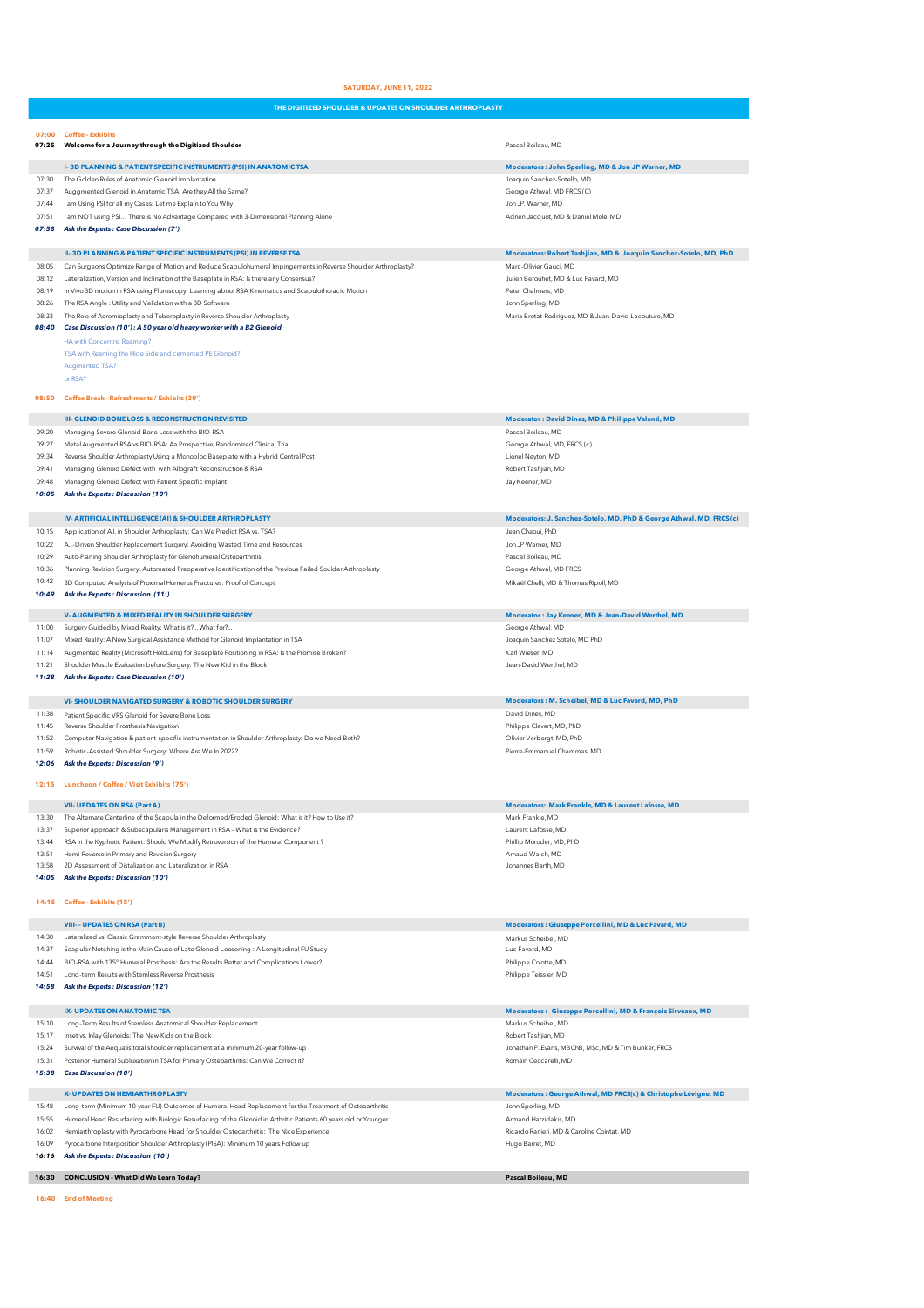**SATURDAY, JUNE 11, 2022**

## THE DIGITIZED SHOULDER & UPDATES ON SHOULDER ARTHROPLASTY

| | | |
|---|---|---|
| **07:00** | **Coffee - Exhibits** | |
| **07:25** | **Welcome for a Journey through the Digitized Shoulder** | Pascal Boileau, MD |
| | **I- 3D PLANNING & PATIENT SPECIFIC INSTRUMENTS (PSI) IN ANATOMIC TSA** | **Moderators : John Sperling, MD & Jon JP Warner, MD** |
| 07:30 | The Golden Rules of Anatomic Glenoid Implantation | Joaquin Sanchez-Sotelo, MD |
| 07:37 | Auggmented Glenoid in Anatomic TSA: Are they All the Same? | George Athwal, MD FRCS (C) |
| 07:44 | I am Using PSI for all my Cases: Let me Explain to You Why | Jon JP. Warner, MD |
| 07:51 | I am NOT using PSI… There is No Advantage Compared with 3-Dimensional Planning Alone | Adrien Jacquot, MD & Daniel Molé, MD |
| ***07:58*** | ***Ask the Experts : Case Discussion (7')*** | |
| | **II- 3D PLANNING & PATIENT SPECIFIC INSTRUMENTS (PSI) IN REVERSE TSA** | **Moderators: Robert Tashjian, MD & Joaquin Sanchez-Sotelo, MD, PhD** |
| 08:05 | Can Surgeons Optimize Range of Motion and Reduce Scapulohumeral Impingements in Reverse Shoulder Arthroplasty? | Marc-Olivier Gauci, MD |
| 08:12 | Lateralization, Version and Inclination of the Baseplate in RSA: Is there any Consensus? | Julien Berouhet, MD & Luc Favard, MD |
| 08:19 | In Vivo 3D motion in RSA using Fluroscopy: Learning about RSA Kinematics and Scapulothoracic Motion | Peter Chalmers, MD |
| 08:26 | The RSA Angle : Utility and Validation with a 3D Software | John Sperling, MD |
| 08:33 | The Role of Acromioplasty and Tuberoplasty in Reverse Shoulder Arthroplasty | Maria Brotat-Rodriguez, MD & Juan-David Lacouture, MD |
| ***08:40*** | ***Case Discussion (10') : A 50 year old heavy worker with a B2 Glenoid*** | |
| | HA with Concentric Reaming? | |
| | TSA with Reaming the Hide Side and cemented PE Glenoid? | |
| | Augmented TSA? | |
| | or RSA? | |
| **08:50** | **Coffee Break - Refreshments / Exhibits (30')** | |
| | **III- GLENOID BONE LOSS & RECONSTRUCTION REVISITED** | **Moderator : David Dines, MD & Philippe Valenti, MD** |
| 09:20 | Managing Severe Glenoid Bone Loss with the BIO-RSA | Pascal Boileau, MD |
| 09:27 | Metal Augmented RSA vs BIO-RSA: Aa Prospective, Randomized Clinical Trial | George Athwal, MD, FRCS (c) |
| 09:34 | Reverse Shoulder Arthroplasty Using a Monobloc Baseplate with a Hybrid Central Post | Lionel Neyton, MD |
| 09:41 | Managing Glenoid Defect with with Allograft Reconstruction & RSA | Robert Tashjian, MD |
| 09:48 | Managing Glenoid Defect with Patient Specific Implant | Jay Keener, MD |
| ***10:05*** | ***Ask the Experts : Discussion (10')*** | |
| | **IV- ARTIFICIAL INTELLIGENCE (AI) & SHOULDER ARTHROPLASTY** | **Moderators: J. Sanchez-Sotelo, MD, PhD & George Athwal, MD, FRCS (c)** |
| 10:15 | Application of A.I. in Shoulder Arthroplasty: Can We Predict RSA vs. TSA? | Jean Chaoui, PhD |
| 10:22 | A.I.-Driven Shoulder Replacement Surgery: Avoiding Wasted Time and Resources | Jon JP Warner, MD |
| 10:29 | Auto-Planing Shoulder Arthroplasty for Glenohumeral Osteoarthritis | Pascal Boileau, MD |
| 10:36 | Planning Revision Surgery: Automated Preoperative Identification of the Previous Failed Soulder Arthroplasty | George Athwal, MD FRCS |
| 10:42 | 3D Computed Analysis of Proximal Humerus Fractures: Proof of Concept | Mikaël Chelli, MD & Thomas Ripoll, MD |
| ***10:49*** | ***Ask the Experts : Discussion (11')*** | |
| | **V- AUGMENTED & MIXED REALITY IN SHOULDER SURGERY** | **Moderator : Jay Keener, MD & Jean-David Werthel, MD** |
| 11:00 | Surgery Guided by Mixed Reality: What is it?... What for?... | George Athwal, MD |
| 11:07 | Mixed Reality: A New Surgical Assistance Method for Glenoid Implantation in TSA | Joaquin Sanchez Sotelo, MD PhD |
| 11:14 | Augmented Reality (Microsoft HoloLens) for Baseplate Positioning in RSA: Is the Promise Broken? | Karl Wieser, MD |
| 11:21 | Shoulder Muscle Evaluation before Surgery: The New Kid in the Block | Jean-David Werthel, MD |
| ***11:28*** | ***Ask the Experts : Case Discussion (10')*** | |
| | **VI- SHOULDER NAVIGATED SURGERY & ROBOTIC SHOULDER SURGERY** | **Moderators : M. Scheibel, MD & Luc Favard, MD, PhD** |
| 11:38 | Patient Specific VRS Glenoid for Severe Bone Loss | David Dines, MD |
| 11:45 | Reverse Shoulder Prosthesis Navigation | Philippe Clavert, MD, PhD |
| 11:52 | Computer Navigation & patient-specific instrumentation in Shoulder Arthroplasty: Do we Need Both? | Olivier Verborgt, MD, PhD |
| 11:59 | Robotic-Assisted Shoulder Surgery: Where Are We In 2022? | Pierre-Emmanuel Chammas, MD |
| ***12:06*** | ***Ask the Experts : Discussion (9')*** | |
| **12:15** | **Luncheon / Coffee / Visit Exhibits (75')** | |
| | **VII- UPDATES ON RSA (Part A)** | **Moderators: Mark Frankle, MD & Laurent Lafosse, MD** |
| 13:30 | The Alternate Centerline of the Scapula in the Deformed/Eroded Glenoid: What is it? How to Use it? | Mark Frankle, MD |
| 13:37 | Superior approach & Subscapularis Management in RSA – What is the Evidence? | Laurent Lafosse, MD |
| 13:44 | RSA in the Kyphotic Patient: Should We Modify Retroversion of the Humeral Component ? | Phillip Moroder, MD, PhD |
| 13:51 | Hemi-Reverse in Primary and Revision Surgery | Arnaud Walch, MD |
| 13:58 | 2D Assessment of Distalization and Lateralization in RSA | Johannes Barth, MD |
| ***14:05*** | ***Ask the Experts : Discussion (10')*** | |
| **14:15** | **Coffee - Exhibits (15')** | |
| | **VIII- - UPDATES ON RSA (Part B)** | **Moderators : Giuseppe Porcellini, MD & Luc Favard, MD** |
| 14:30 | Lateralized vs. Classic Grammont-style Reverse Shoulder Arthroplasty | Markus Scheibel, MD |
| 14:37 | Scapular Notching is the Main Cause of Late Glenoid Loosening : A Longitudinal FU Study | Luc Favard, MD |
| 14:44 | BIO-RSA with 135° Humeral Prosthesis: Are the Results Better and Complications Lower? | Philippe Colotte, MD |
| 14:51 | Long-term Results with Stemless Reverse Prosthesis | Philippe Teissier, MD |
| ***14:58*** | ***Ask the Experts : Discussion (12')*** | |
| | **IX- UPDATES ON ANATOMIC TSA** | **Moderators : Giuseppe Porcellini, MD & François Sirveaux, MD** |
| 15:10 | Long-Term Results of Stemless Anatomical Shoulder Replacement | Markus Scheibel, MD |
| 15:17 | Inset vs. Inlay Glenoids: The New Kids on the Block | Robert Tashjian, MD |
| 15:24 | Survival of the Aequalis total shoulder replacement at a minimum 20-year follow-up | Jonathan P. Evans, MBChB, MSc, MD & Tim Bunker, FRCS |
| 15:31 | Posterior Humeral Subluxation in TSA for Primary Osteoarthritis: Can We Correct it? | Romain Ceccarelli, MD |
| ***15:38*** | ***Case Discussion (10')*** | |
| | **X- UPDATES ON HEMIARTHROPLASTY** | **Moderators : George Athwal, MD FRCS(c) & Christophe Lévigne, MD** |
| 15:48 | Long-term (Minimum 10-year FU) Outcomes of Humeral Head Replacement for the Treatment of Osteoarthritis | John Sperling, MD |
| 15:55 | Humeral Head Resurfacing with Biologic Resurfacing of the Glenoid in Arthritic Patients 60 years old or Younger | Armand Hatzidakis, MD |
| 16:02 | Hemiarthroplasty with Pyrocarbone Head for Shoulder Osteoarthritis: The Nice Experience | Ricardo Ranieri, MD & Caroline Cointat, MD |
| 16:09 | Pyrocarbone Interposition Shoulder Arthroplasty (PISA): Minimum 10 years Follow up | Hugo Barret, MD |
| ***16:16*** | ***Ask the Experts : Discussion (10')*** | |
| **16:30** | **CONCLUSION - What Did We Learn Today?** | **Pascal Boileau, MD** |
| **16:40** | **End of Meeting** | |